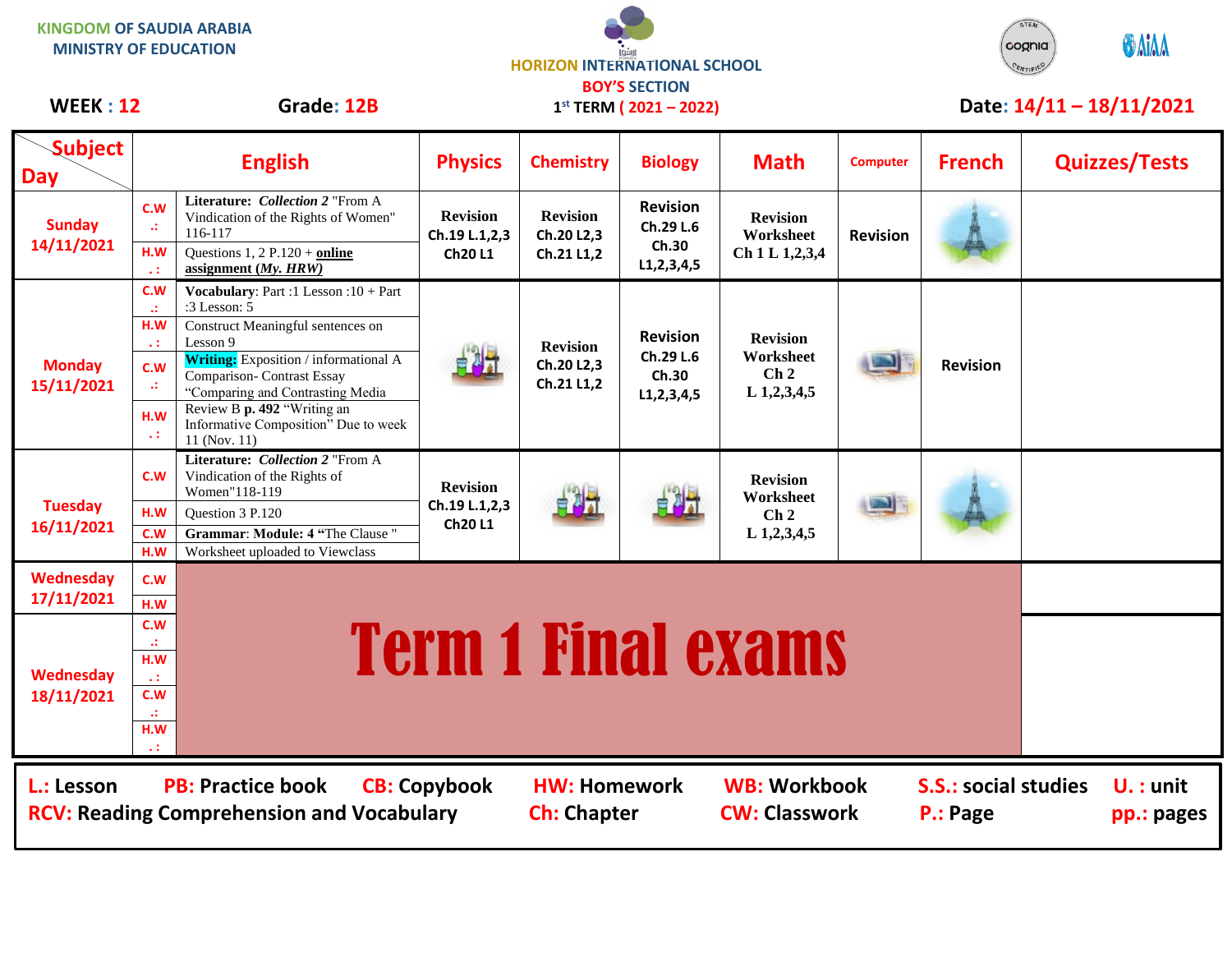KINGDOM OF SAUDIA ARABIA
MINISTRY OF EDUCATION

HORIZON INTERNATIONAL SCHOOL
BOY'S SECTION
1st TERM ( 2021 – 2022)

**WEEK : 12** **Grade: 12B** **Date: 14/11 – 18/11/2021**

| Subject / Day | | English | Physics | Chemistry | Biology | Math | Computer | French | Quizzes/Tests |
|---|---|---|---|---|---|---|---|---|---|
| Sunday 14/11/2021 | C.W .: | **Literature:** ***Collection 2*** "From A Vindication of the Rights of Women" 116-117 | Revision Ch.19 L.1,2,3 Ch20 L1 | Revision Ch.20 L2,3 Ch.21 L1,2 | Revision Ch.29 L.6 Ch.30 L1,2,3,4,5 | Revision Worksheet Ch 1 L 1,2,3,4 | Revision | | |
| | H.W .: | Questions 1, 2 P.120 + **online assignment (*My. HRW*)** | | | | | | | |
| Monday 15/11/2021 | C.W .: | **Vocabulary**: Part :1 Lesson :10 + Part :3 Lesson: 5 | | Revision Ch.20 L2,3 Ch.21 L1,2 | Revision Ch.29 L.6 Ch.30 L1,2,3,4,5 | Revision Worksheet Ch 2 L 1,2,3,4,5 | | Revision | |
| | H.W .: | Construct Meaningful sentences on Lesson 9 | | | | | | | |
| | C.W .: | **Writing:** Exposition / informational A Comparison- Contrast Essay "Comparing and Contrasting Media | | | | | | | |
| | H.W .: | Review B **p. 492** "Writing an Informative Composition" Due to week 11 (Nov. 11) | | | | | | | |
| Tuesday 16/11/2021 | C.W | **Literature:** ***Collection 2*** "From A Vindication of the Rights of Women"118-119 | Revision Ch.19 L.1,2,3 Ch20 L1 | | | Revision Worksheet Ch 2 L 1,2,3,4,5 | | | |
| | H.W | Question 3 P.120 | | | | | | | |
| | C.W | **Grammar**: **Module: 4** "The Clause " | | | | | | | |
| | H.W | Worksheet uploaded to Viewclass | | | | | | | |
| Wednesday 17/11/2021 | C.W | **Term 1 Final exams** | | | | | | | |
| | H.W | | | | | | | | |
| Wednesday 18/11/2021 | C.W .: | | | | | | | | |
| | H.W .: | | | | | | | | |
| | C.W .: | | | | | | | | |
| | H.W .: | | | | | | | | |

**L.:** Lesson **PB:** Practice book **CB:** Copybook **HW:** Homework **WB:** Workbook **S.S.:** social studies **U. :** unit
**RCV:** Reading Comprehension and Vocabulary **Ch:** Chapter **CW:** Classwork **P.:** Page **pp.:** pages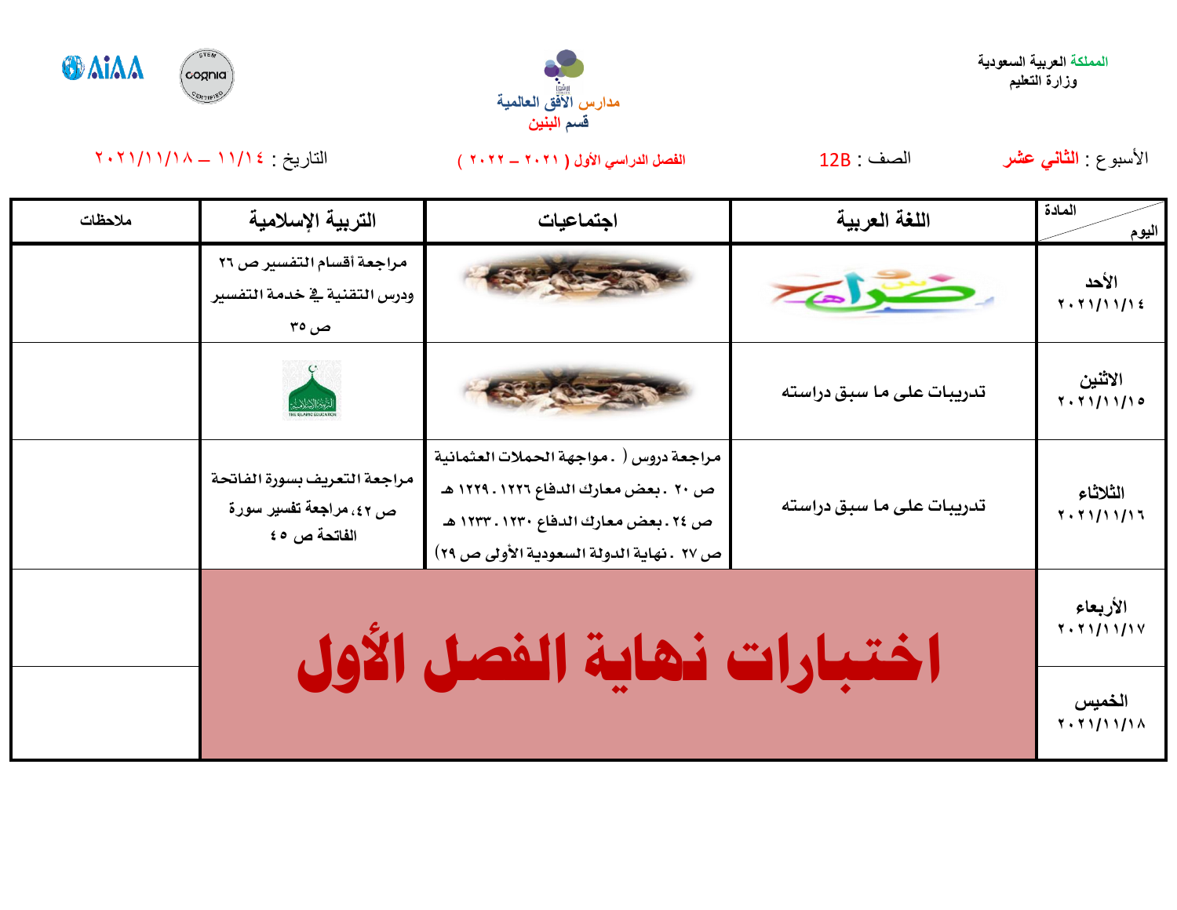المملكة العربية السعودية
وزارة التعليم

مدارس الأفق العالمية
قسم البنين

الأسبوع : الثاني عشر　　الصف : 12B　　الفصل الدراسي الأول ( ٢٠٢١ – ٢٠٢٢ )　　التاريخ : ١١/١٤ – ٢٠٢١/١١/١٨

| اليوم / المادة | اللغة العربية | اجتماعيات | التربية الإسلامية | ملاحظات |
|---|---|---|---|---|
| الأحد ٢٠٢١/١١/١٤ | | | مراجعة أقسام التفسير ص ٢٦ ودرس التقنية في خدمة التفسير ص ٣٥ | |
| الاثنين ٢٠٢١/١١/١٥ | تدريبات على ما سبق دراسته | | | |
| الثلاثاء ٢٠٢١/١١/١٦ | تدريبات على ما سبق دراسته | مراجعة دروس ( . مواجهة الحملات العثمانية ص ٢٠ . بعض معارك الدفاع ١٢٢٦ . ١٢٢٩ هـ ص ٢٤ . بعض معارك الدفاع ١٢٣٠ . ١٢٣٣ هـ ص ٢٧ . نهاية الدولة السعودية الأولى ص ٢٩) | مراجعة التعريف بسورة الفاتحة ص ٤٢، مراجعة تفسير سورة الفاتحة ص ٤٥ | |
| الأربعاء ٢٠٢١/١١/١٧ | اختبارات نهاية الفصل الأول | | | |
| الخميس ٢٠٢١/١١/١٨ | اختبارات نهاية الفصل الأول | | | |